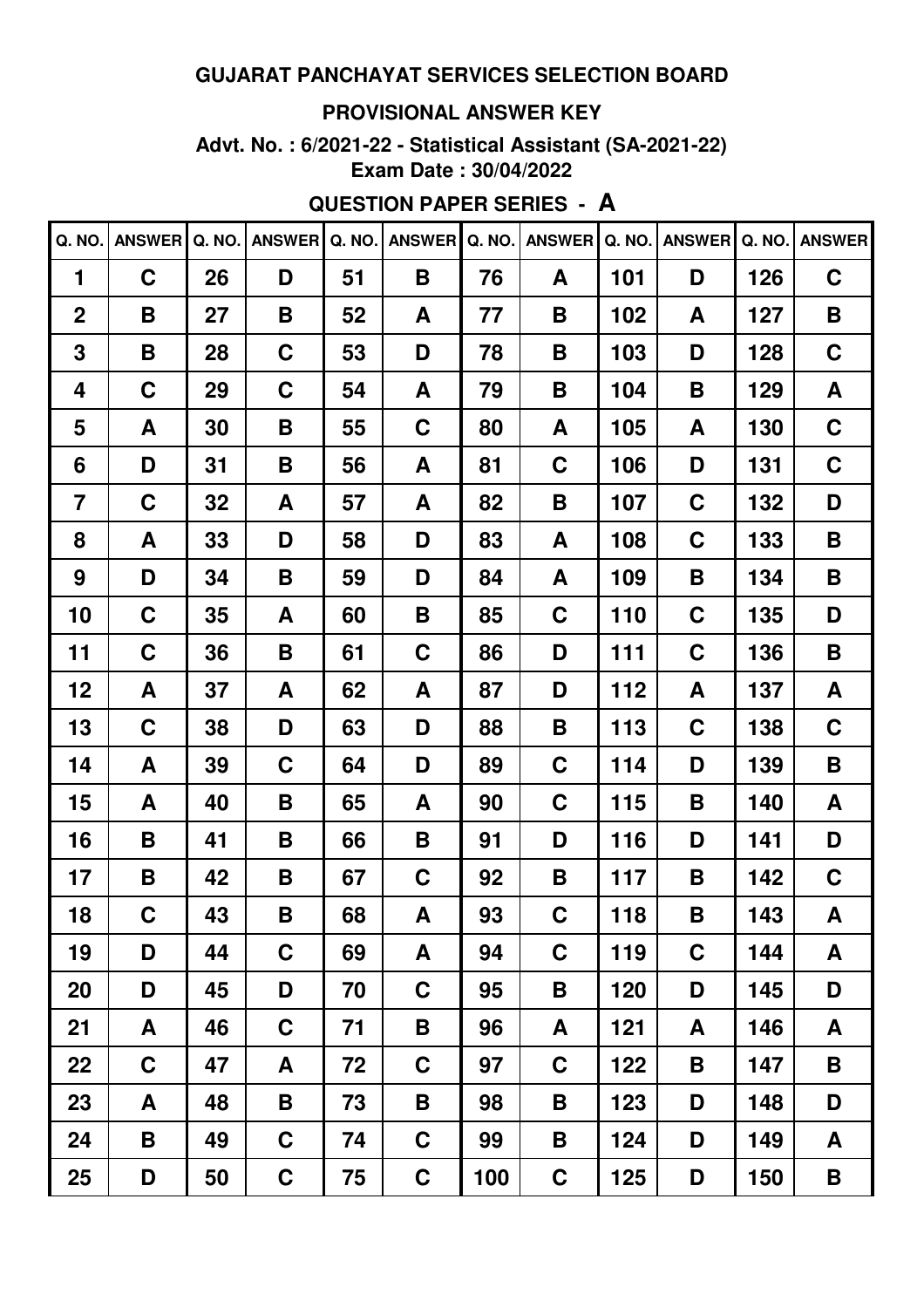# GUJARAT PANCHAYAT SERVICES SELECTION BOARD

## PROVISIONAL ANSWER KEY

**Advt. No. : 6/2021-22 - Statistical Assistant (SA-2021-22)**
**Exam Date : 30/04/2022**

### QUESTION PAPER SERIES - A

| Q. NO. | ANSWER | Q. NO. | ANSWER | Q. NO. | ANSWER | Q. NO. | ANSWER | Q. NO. | ANSWER | Q. NO. | ANSWER |
|---|---|---|---|---|---|---|---|---|---|---|---|
| 1 | C | 26 | D | 51 | B | 76 | A | 101 | D | 126 | C |
| 2 | B | 27 | B | 52 | A | 77 | B | 102 | A | 127 | B |
| 3 | B | 28 | C | 53 | D | 78 | B | 103 | D | 128 | C |
| 4 | C | 29 | C | 54 | A | 79 | B | 104 | B | 129 | A |
| 5 | A | 30 | B | 55 | C | 80 | A | 105 | A | 130 | C |
| 6 | D | 31 | B | 56 | A | 81 | C | 106 | D | 131 | C |
| 7 | C | 32 | A | 57 | A | 82 | B | 107 | C | 132 | D |
| 8 | A | 33 | D | 58 | D | 83 | A | 108 | C | 133 | B |
| 9 | D | 34 | B | 59 | D | 84 | A | 109 | B | 134 | B |
| 10 | C | 35 | A | 60 | B | 85 | C | 110 | C | 135 | D |
| 11 | C | 36 | B | 61 | C | 86 | D | 111 | C | 136 | B |
| 12 | A | 37 | A | 62 | A | 87 | D | 112 | A | 137 | A |
| 13 | C | 38 | D | 63 | D | 88 | B | 113 | C | 138 | C |
| 14 | A | 39 | C | 64 | D | 89 | C | 114 | D | 139 | B |
| 15 | A | 40 | B | 65 | A | 90 | C | 115 | B | 140 | A |
| 16 | B | 41 | B | 66 | B | 91 | D | 116 | D | 141 | D |
| 17 | B | 42 | B | 67 | C | 92 | B | 117 | B | 142 | C |
| 18 | C | 43 | B | 68 | A | 93 | C | 118 | B | 143 | A |
| 19 | D | 44 | C | 69 | A | 94 | C | 119 | C | 144 | A |
| 20 | D | 45 | D | 70 | C | 95 | B | 120 | D | 145 | D |
| 21 | A | 46 | C | 71 | B | 96 | A | 121 | A | 146 | A |
| 22 | C | 47 | A | 72 | C | 97 | C | 122 | B | 147 | B |
| 23 | A | 48 | B | 73 | B | 98 | B | 123 | D | 148 | D |
| 24 | B | 49 | C | 74 | C | 99 | B | 124 | D | 149 | A |
| 25 | D | 50 | C | 75 | C | 100 | C | 125 | D | 150 | B |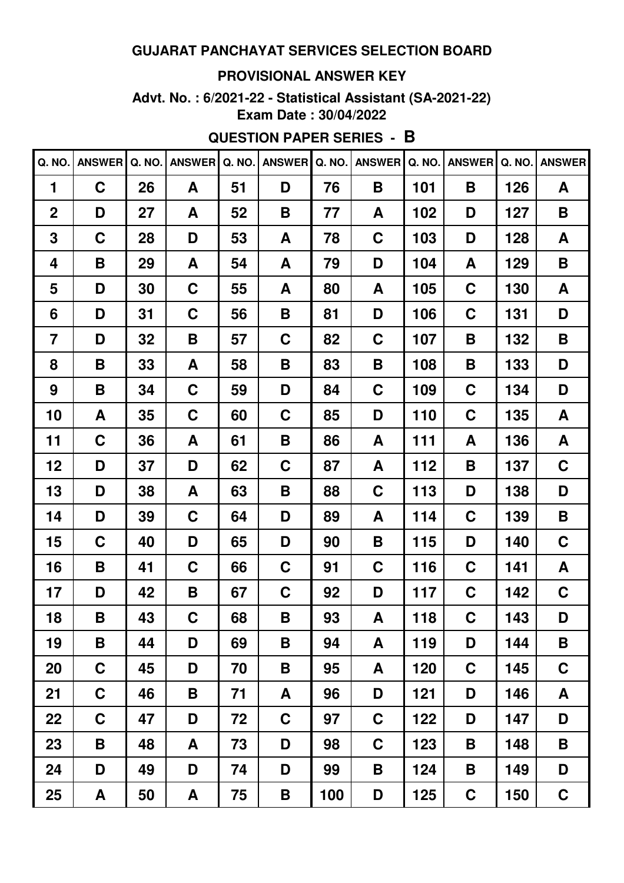**GUJARAT PANCHAYAT SERVICES SELECTION BOARD**

**PROVISIONAL ANSWER KEY**

**Advt. No. : 6/2021-22 - Statistical Assistant (SA-2021-22)**
**Exam Date : 30/04/2022**

**QUESTION PAPER SERIES - B**

| Q. NO. | ANSWER | Q. NO. | ANSWER | Q. NO. | ANSWER | Q. NO. | ANSWER | Q. NO. | ANSWER | Q. NO. | ANSWER |
|---|---|---|---|---|---|---|---|---|---|---|---|
| 1 | C | 26 | A | 51 | D | 76 | B | 101 | B | 126 | A |
| 2 | D | 27 | A | 52 | B | 77 | A | 102 | D | 127 | B |
| 3 | C | 28 | D | 53 | A | 78 | C | 103 | D | 128 | A |
| 4 | B | 29 | A | 54 | A | 79 | D | 104 | A | 129 | B |
| 5 | D | 30 | C | 55 | A | 80 | A | 105 | C | 130 | A |
| 6 | D | 31 | C | 56 | B | 81 | D | 106 | C | 131 | D |
| 7 | D | 32 | B | 57 | C | 82 | C | 107 | B | 132 | B |
| 8 | B | 33 | A | 58 | B | 83 | B | 108 | B | 133 | D |
| 9 | B | 34 | C | 59 | D | 84 | C | 109 | C | 134 | D |
| 10 | A | 35 | C | 60 | C | 85 | D | 110 | C | 135 | A |
| 11 | C | 36 | A | 61 | B | 86 | A | 111 | A | 136 | A |
| 12 | D | 37 | D | 62 | C | 87 | A | 112 | B | 137 | C |
| 13 | D | 38 | A | 63 | B | 88 | C | 113 | D | 138 | D |
| 14 | D | 39 | C | 64 | D | 89 | A | 114 | C | 139 | B |
| 15 | C | 40 | D | 65 | D | 90 | B | 115 | D | 140 | C |
| 16 | B | 41 | C | 66 | C | 91 | C | 116 | C | 141 | A |
| 17 | D | 42 | B | 67 | C | 92 | D | 117 | C | 142 | C |
| 18 | B | 43 | C | 68 | B | 93 | A | 118 | C | 143 | D |
| 19 | B | 44 | D | 69 | B | 94 | A | 119 | D | 144 | B |
| 20 | C | 45 | D | 70 | B | 95 | A | 120 | C | 145 | C |
| 21 | C | 46 | B | 71 | A | 96 | D | 121 | D | 146 | A |
| 22 | C | 47 | D | 72 | C | 97 | C | 122 | D | 147 | D |
| 23 | B | 48 | A | 73 | D | 98 | C | 123 | B | 148 | B |
| 24 | D | 49 | D | 74 | D | 99 | B | 124 | B | 149 | D |
| 25 | A | 50 | A | 75 | B | 100 | D | 125 | C | 150 | C |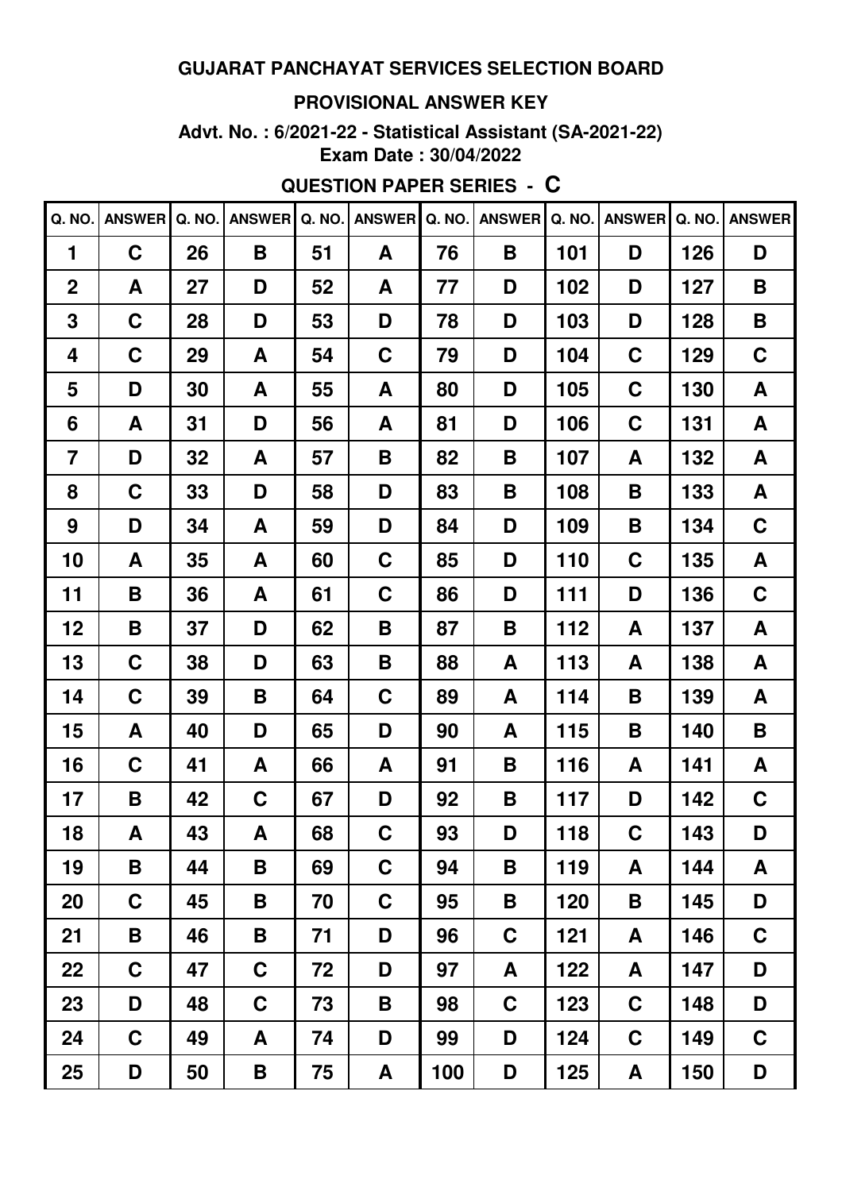# GUJARAT PANCHAYAT SERVICES SELECTION BOARD

## PROVISIONAL ANSWER KEY

**Advt. No. : 6/2021-22 - Statistical Assistant (SA-2021-22)**
**Exam Date : 30/04/2022**

### QUESTION PAPER SERIES - C

| Q. NO. | ANSWER | Q. NO. | ANSWER | Q. NO. | ANSWER | Q. NO. | ANSWER | Q. NO. | ANSWER | Q. NO. | ANSWER |
|---|---|---|---|---|---|---|---|---|---|---|---|
| 1 | C | 26 | B | 51 | A | 76 | B | 101 | D | 126 | D |
| 2 | A | 27 | D | 52 | A | 77 | D | 102 | D | 127 | B |
| 3 | C | 28 | D | 53 | D | 78 | D | 103 | D | 128 | B |
| 4 | C | 29 | A | 54 | C | 79 | D | 104 | C | 129 | C |
| 5 | D | 30 | A | 55 | A | 80 | D | 105 | C | 130 | A |
| 6 | A | 31 | D | 56 | A | 81 | D | 106 | C | 131 | A |
| 7 | D | 32 | A | 57 | B | 82 | B | 107 | A | 132 | A |
| 8 | C | 33 | D | 58 | D | 83 | B | 108 | B | 133 | A |
| 9 | D | 34 | A | 59 | D | 84 | D | 109 | B | 134 | C |
| 10 | A | 35 | A | 60 | C | 85 | D | 110 | C | 135 | A |
| 11 | B | 36 | A | 61 | C | 86 | D | 111 | D | 136 | C |
| 12 | B | 37 | D | 62 | B | 87 | B | 112 | A | 137 | A |
| 13 | C | 38 | D | 63 | B | 88 | A | 113 | A | 138 | A |
| 14 | C | 39 | B | 64 | C | 89 | A | 114 | B | 139 | A |
| 15 | A | 40 | D | 65 | D | 90 | A | 115 | B | 140 | B |
| 16 | C | 41 | A | 66 | A | 91 | B | 116 | A | 141 | A |
| 17 | B | 42 | C | 67 | D | 92 | B | 117 | D | 142 | C |
| 18 | A | 43 | A | 68 | C | 93 | D | 118 | C | 143 | D |
| 19 | B | 44 | B | 69 | C | 94 | B | 119 | A | 144 | A |
| 20 | C | 45 | B | 70 | C | 95 | B | 120 | B | 145 | D |
| 21 | B | 46 | B | 71 | D | 96 | C | 121 | A | 146 | C |
| 22 | C | 47 | C | 72 | D | 97 | A | 122 | A | 147 | D |
| 23 | D | 48 | C | 73 | B | 98 | C | 123 | C | 148 | D |
| 24 | C | 49 | A | 74 | D | 99 | D | 124 | C | 149 | C |
| 25 | D | 50 | B | 75 | A | 100 | D | 125 | A | 150 | D |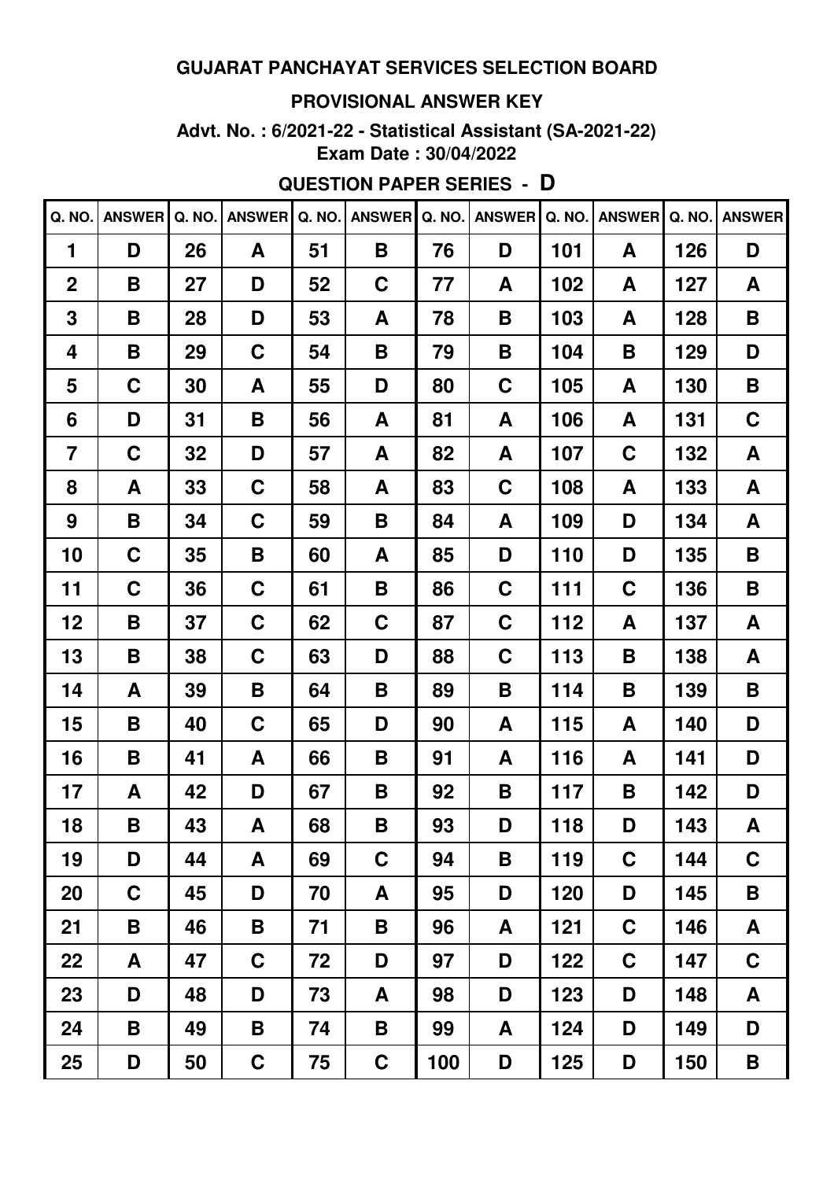# GUJARAT PANCHAYAT SERVICES SELECTION BOARD

## PROVISIONAL ANSWER KEY

**Advt. No. : 6/2021-22 - Statistical Assistant (SA-2021-22)**
**Exam Date : 30/04/2022**

### QUESTION PAPER SERIES - D

| Q. NO. | ANSWER | Q. NO. | ANSWER | Q. NO. | ANSWER | Q. NO. | ANSWER | Q. NO. | ANSWER | Q. NO. | ANSWER |
|---|---|---|---|---|---|---|---|---|---|---|---|
| 1 | D | 26 | A | 51 | B | 76 | D | 101 | A | 126 | D |
| 2 | B | 27 | D | 52 | C | 77 | A | 102 | A | 127 | A |
| 3 | B | 28 | D | 53 | A | 78 | B | 103 | A | 128 | B |
| 4 | B | 29 | C | 54 | B | 79 | B | 104 | B | 129 | D |
| 5 | C | 30 | A | 55 | D | 80 | C | 105 | A | 130 | B |
| 6 | D | 31 | B | 56 | A | 81 | A | 106 | A | 131 | C |
| 7 | C | 32 | D | 57 | A | 82 | A | 107 | C | 132 | A |
| 8 | A | 33 | C | 58 | A | 83 | C | 108 | A | 133 | A |
| 9 | B | 34 | C | 59 | B | 84 | A | 109 | D | 134 | A |
| 10 | C | 35 | B | 60 | A | 85 | D | 110 | D | 135 | B |
| 11 | C | 36 | C | 61 | B | 86 | C | 111 | C | 136 | B |
| 12 | B | 37 | C | 62 | C | 87 | C | 112 | A | 137 | A |
| 13 | B | 38 | C | 63 | D | 88 | C | 113 | B | 138 | A |
| 14 | A | 39 | B | 64 | B | 89 | B | 114 | B | 139 | B |
| 15 | B | 40 | C | 65 | D | 90 | A | 115 | A | 140 | D |
| 16 | B | 41 | A | 66 | B | 91 | A | 116 | A | 141 | D |
| 17 | A | 42 | D | 67 | B | 92 | B | 117 | B | 142 | D |
| 18 | B | 43 | A | 68 | B | 93 | D | 118 | D | 143 | A |
| 19 | D | 44 | A | 69 | C | 94 | B | 119 | C | 144 | C |
| 20 | C | 45 | D | 70 | A | 95 | D | 120 | D | 145 | B |
| 21 | B | 46 | B | 71 | B | 96 | A | 121 | C | 146 | A |
| 22 | A | 47 | C | 72 | D | 97 | D | 122 | C | 147 | C |
| 23 | D | 48 | D | 73 | A | 98 | D | 123 | D | 148 | A |
| 24 | B | 49 | B | 74 | B | 99 | A | 124 | D | 149 | D |
| 25 | D | 50 | C | 75 | C | 100 | D | 125 | D | 150 | B |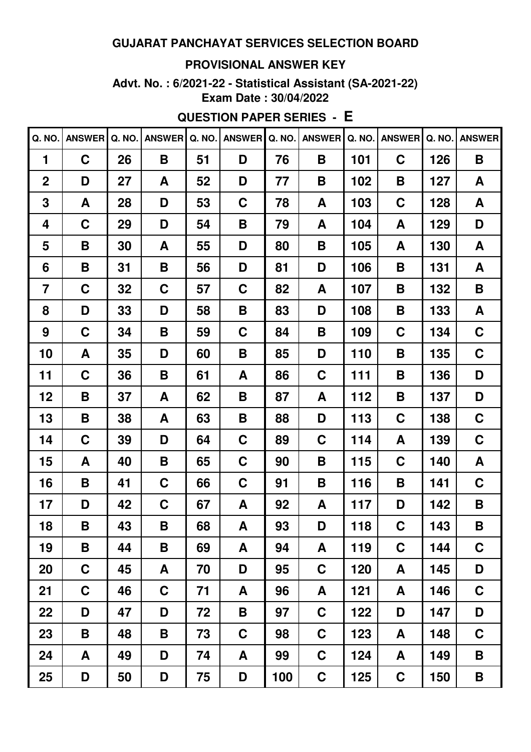**GUJARAT PANCHAYAT SERVICES SELECTION BOARD**

**PROVISIONAL ANSWER KEY**

**Advt. No. : 6/2021-22 - Statistical Assistant (SA-2021-22)**

**Exam Date : 30/04/2022**

**QUESTION PAPER SERIES - E**

| Q. NO. | ANSWER | Q. NO. | ANSWER | Q. NO. | ANSWER | Q. NO. | ANSWER | Q. NO. | ANSWER | Q. NO. | ANSWER |
|---|---|---|---|---|---|---|---|---|---|---|---|
| 1 | C | 26 | B | 51 | D | 76 | B | 101 | C | 126 | B |
| 2 | D | 27 | A | 52 | D | 77 | B | 102 | B | 127 | A |
| 3 | A | 28 | D | 53 | C | 78 | A | 103 | C | 128 | A |
| 4 | C | 29 | D | 54 | B | 79 | A | 104 | A | 129 | D |
| 5 | B | 30 | A | 55 | D | 80 | B | 105 | A | 130 | A |
| 6 | B | 31 | B | 56 | D | 81 | D | 106 | B | 131 | A |
| 7 | C | 32 | C | 57 | C | 82 | A | 107 | B | 132 | B |
| 8 | D | 33 | D | 58 | B | 83 | D | 108 | B | 133 | A |
| 9 | C | 34 | B | 59 | C | 84 | B | 109 | C | 134 | C |
| 10 | A | 35 | D | 60 | B | 85 | D | 110 | B | 135 | C |
| 11 | C | 36 | B | 61 | A | 86 | C | 111 | B | 136 | D |
| 12 | B | 37 | A | 62 | B | 87 | A | 112 | B | 137 | D |
| 13 | B | 38 | A | 63 | B | 88 | D | 113 | C | 138 | C |
| 14 | C | 39 | D | 64 | C | 89 | C | 114 | A | 139 | C |
| 15 | A | 40 | B | 65 | C | 90 | B | 115 | C | 140 | A |
| 16 | B | 41 | C | 66 | C | 91 | B | 116 | B | 141 | C |
| 17 | D | 42 | C | 67 | A | 92 | A | 117 | D | 142 | B |
| 18 | B | 43 | B | 68 | A | 93 | D | 118 | C | 143 | B |
| 19 | B | 44 | B | 69 | A | 94 | A | 119 | C | 144 | C |
| 20 | C | 45 | A | 70 | D | 95 | C | 120 | A | 145 | D |
| 21 | C | 46 | C | 71 | A | 96 | A | 121 | A | 146 | C |
| 22 | D | 47 | D | 72 | B | 97 | C | 122 | D | 147 | D |
| 23 | B | 48 | B | 73 | C | 98 | C | 123 | A | 148 | C |
| 24 | A | 49 | D | 74 | A | 99 | C | 124 | A | 149 | B |
| 25 | D | 50 | D | 75 | D | 100 | C | 125 | C | 150 | B |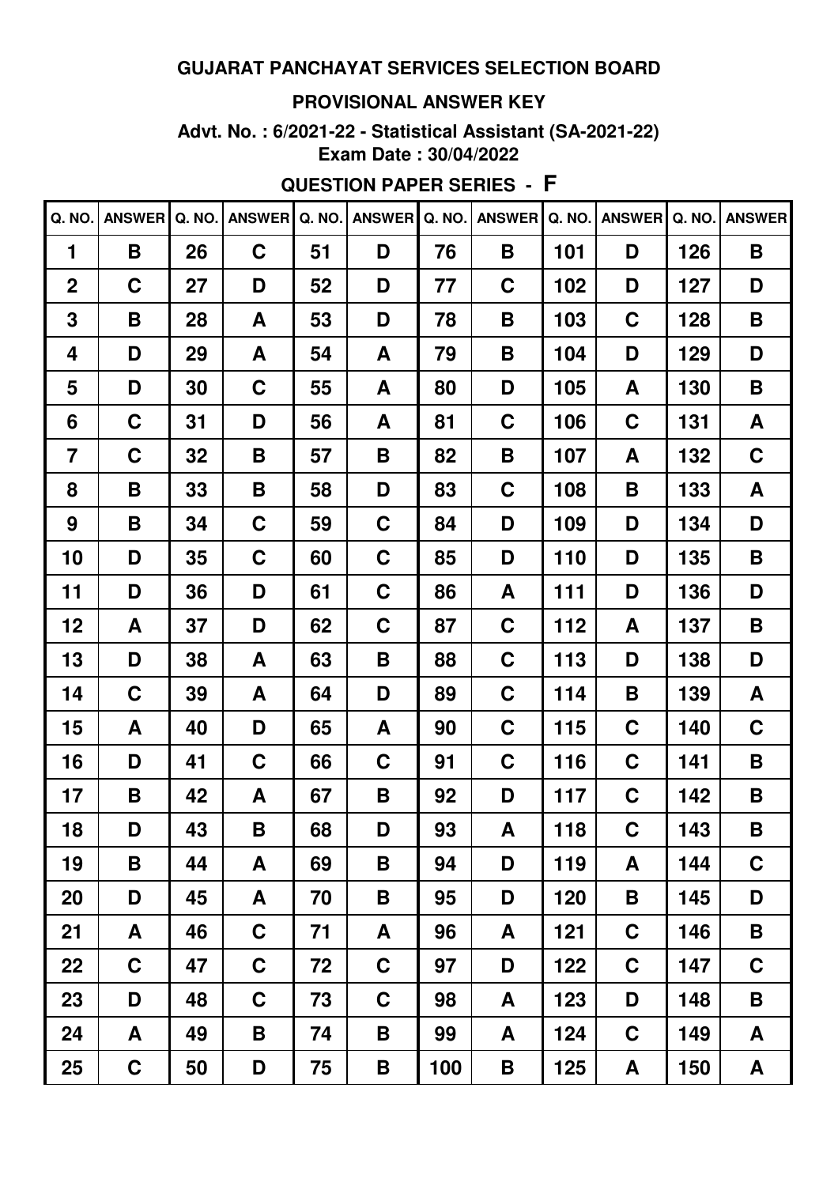**GUJARAT PANCHAYAT SERVICES SELECTION BOARD**

**PROVISIONAL ANSWER KEY**

**Advt. No. : 6/2021-22 - Statistical Assistant (SA-2021-22)**
**Exam Date : 30/04/2022**

**QUESTION PAPER SERIES - F**

| Q. NO. | ANSWER | Q. NO. | ANSWER | Q. NO. | ANSWER | Q. NO. | ANSWER | Q. NO. | ANSWER | Q. NO. | ANSWER |
|---|---|---|---|---|---|---|---|---|---|---|---|
| 1 | B | 26 | C | 51 | D | 76 | B | 101 | D | 126 | B |
| 2 | C | 27 | D | 52 | D | 77 | C | 102 | D | 127 | D |
| 3 | B | 28 | A | 53 | D | 78 | B | 103 | C | 128 | B |
| 4 | D | 29 | A | 54 | A | 79 | B | 104 | D | 129 | D |
| 5 | D | 30 | C | 55 | A | 80 | D | 105 | A | 130 | B |
| 6 | C | 31 | D | 56 | A | 81 | C | 106 | C | 131 | A |
| 7 | C | 32 | B | 57 | B | 82 | B | 107 | A | 132 | C |
| 8 | B | 33 | B | 58 | D | 83 | C | 108 | B | 133 | A |
| 9 | B | 34 | C | 59 | C | 84 | D | 109 | D | 134 | D |
| 10 | D | 35 | C | 60 | C | 85 | D | 110 | D | 135 | B |
| 11 | D | 36 | D | 61 | C | 86 | A | 111 | D | 136 | D |
| 12 | A | 37 | D | 62 | C | 87 | C | 112 | A | 137 | B |
| 13 | D | 38 | A | 63 | B | 88 | C | 113 | D | 138 | D |
| 14 | C | 39 | A | 64 | D | 89 | C | 114 | B | 139 | A |
| 15 | A | 40 | D | 65 | A | 90 | C | 115 | C | 140 | C |
| 16 | D | 41 | C | 66 | C | 91 | C | 116 | C | 141 | B |
| 17 | B | 42 | A | 67 | B | 92 | D | 117 | C | 142 | B |
| 18 | D | 43 | B | 68 | D | 93 | A | 118 | C | 143 | B |
| 19 | B | 44 | A | 69 | B | 94 | D | 119 | A | 144 | C |
| 20 | D | 45 | A | 70 | B | 95 | D | 120 | B | 145 | D |
| 21 | A | 46 | C | 71 | A | 96 | A | 121 | C | 146 | B |
| 22 | C | 47 | C | 72 | C | 97 | D | 122 | C | 147 | C |
| 23 | D | 48 | C | 73 | C | 98 | A | 123 | D | 148 | B |
| 24 | A | 49 | B | 74 | B | 99 | A | 124 | C | 149 | A |
| 25 | C | 50 | D | 75 | B | 100 | B | 125 | A | 150 | A |